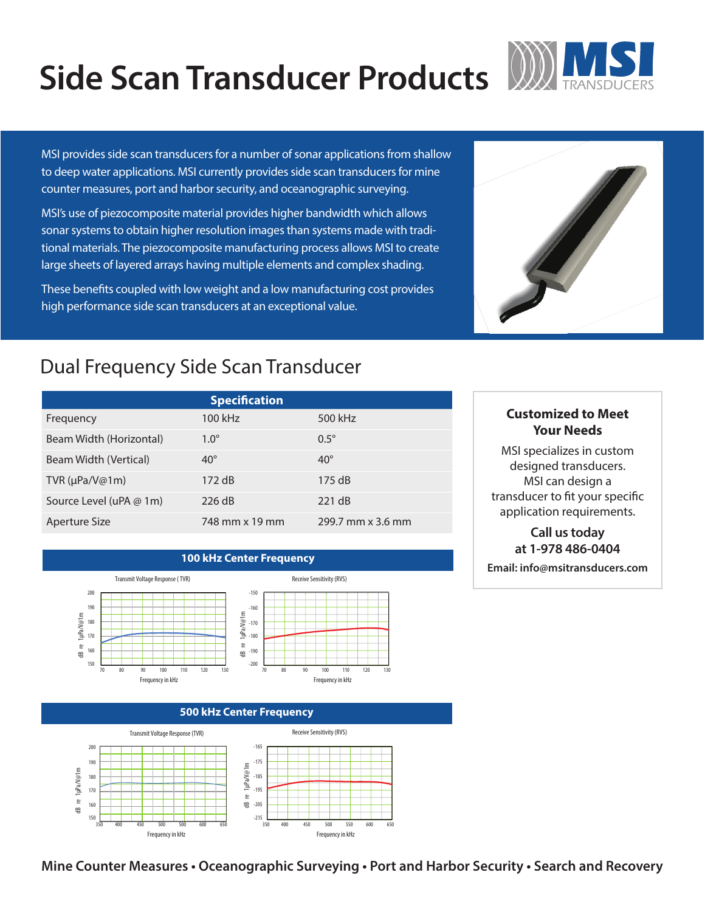# Side Scan Transducer Products

MSI TRANSDUCERS

MSI provides side scan transducers for a number of sonar applications from shallow to deep water applications. MSI currently provides side scan transducers for mine counter measures, port and harbor security, and oceanographic surveying.

MSI's use of piezocomposite material provides higher bandwidth which allows sonar systems to obtain higher resolution images than systems made with traditional materials. The piezocomposite manufacturing process allows MSI to create large sheets of layered arrays having multiple elements and complex shading.

These benefits coupled with low weight and a low manufacturing cost provides high performance side scan transducers at an exceptional value.

## Dual Frequency Side Scan Transducer

| Specification | | |
|---|---|---|
| Frequency | 100 kHz | 500 kHz |
| Beam Width (Horizontal) | 1.0° | 0.5° |
| Beam Width (Vertical) | 40° | 40° |
| TVR (µPa/V@1m) | 172 dB | 175 dB |
| Source Level (uPA @ 1m) | 226 dB | 221 dB |
| Aperture Size | 748 mm x 19 mm | 299.7 mm x 3.6 mm |

### 100 kHz Center Frequency

Transmit Voltage Response (TVR) — dB re 1µPa/V@1m vs. Frequency in kHz

Receive Sensitivity (RVS) — dB re 1µPa/V@1m vs. Frequency in kHz

### 500 kHz Center Frequency

Transmit Voltage Response (TVR) — dB re 1µPa/V@1m vs. Frequency in kHz

Receive Sensitivity (RVS) — dB re 1µPa/V@1m vs. Frequency in kHz

**Customized to Meet Your Needs**

MSI specializes in custom designed transducers. MSI can design a transducer to fit your specific application requirements.

**Call us today at 1-978 486-0404**

**Email: info@msitransducers.com**

**Mine Counter Measures • Oceanographic Surveying • Port and Harbor Security • Search and Recovery**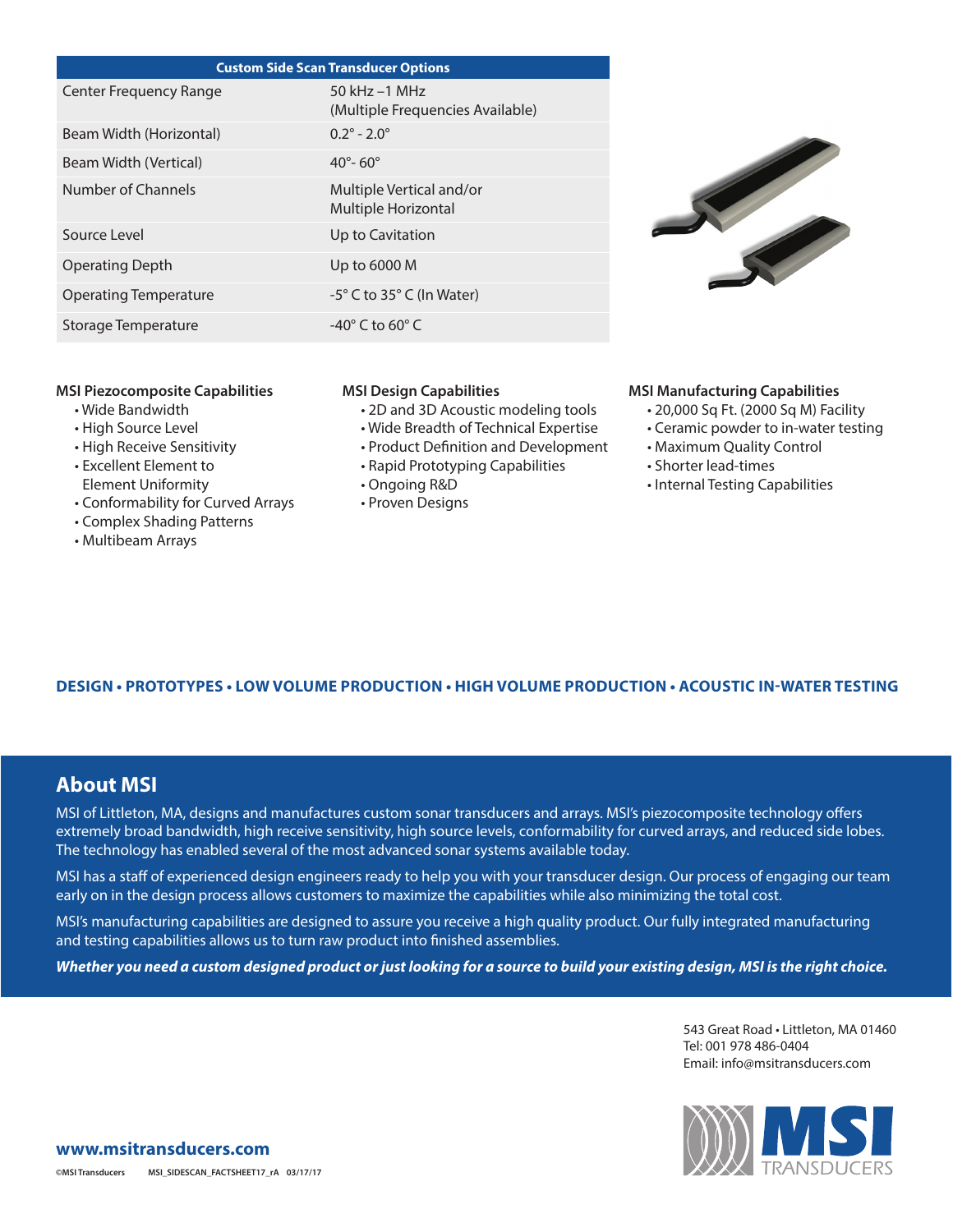| Custom Side Scan Transducer Options | |
|---|---|
| Center Frequency Range | 50 kHz –1 MHz (Multiple Frequencies Available) |
| Beam Width (Horizontal) | 0.2° - 2.0° |
| Beam Width (Vertical) | 40°- 60° |
| Number of Channels | Multiple Vertical and/or Multiple Horizontal |
| Source Level | Up to Cavitation |
| Operating Depth | Up to 6000 M |
| Operating Temperature | -5° C to 35° C (In Water) |
| Storage Temperature | -40° C to 60° C |

**MSI Piezocomposite Capabilities**

- Wide Bandwidth
- High Source Level
- High Receive Sensitivity
- Excellent Element to Element Uniformity
- Conformability for Curved Arrays
- Complex Shading Patterns
- Multibeam Arrays

**MSI Design Capabilities**

- 2D and 3D Acoustic modeling tools
- Wide Breadth of Technical Expertise
- Product Definition and Development
- Rapid Prototyping Capabilities
- Ongoing R&D
- Proven Designs

**MSI Manufacturing Capabilities**

- 20,000 Sq Ft. (2000 Sq M) Facility
- Ceramic powder to in-water testing
- Maximum Quality Control
- Shorter lead-times
- Internal Testing Capabilities

**DESIGN • PROTOTYPES • LOW VOLUME PRODUCTION • HIGH VOLUME PRODUCTION • ACOUSTIC IN-WATER TESTING**

## About MSI

MSI of Littleton, MA, designs and manufactures custom sonar transducers and arrays. MSI's piezocomposite technology offers extremely broad bandwidth, high receive sensitivity, high source levels, conformability for curved arrays, and reduced side lobes. The technology has enabled several of the most advanced sonar systems available today.

MSI has a staff of experienced design engineers ready to help you with your transducer design. Our process of engaging our team early on in the design process allows customers to maximize the capabilities while also minimizing the total cost.

MSI's manufacturing capabilities are designed to assure you receive a high quality product. Our fully integrated manufacturing and testing capabilities allows us to turn raw product into finished assemblies.

***Whether you need a custom designed product or just looking for a source to build your existing design, MSI is the right choice.***

543 Great Road • Littleton, MA 01460
Tel: 001 978 486-0404
Email: info@msitransducers.com

MSI TRANSDUCERS

**www.msitransducers.com**

©MSI Transducers MSI_SIDESCAN_FACTSHEET17_rA 03/17/17